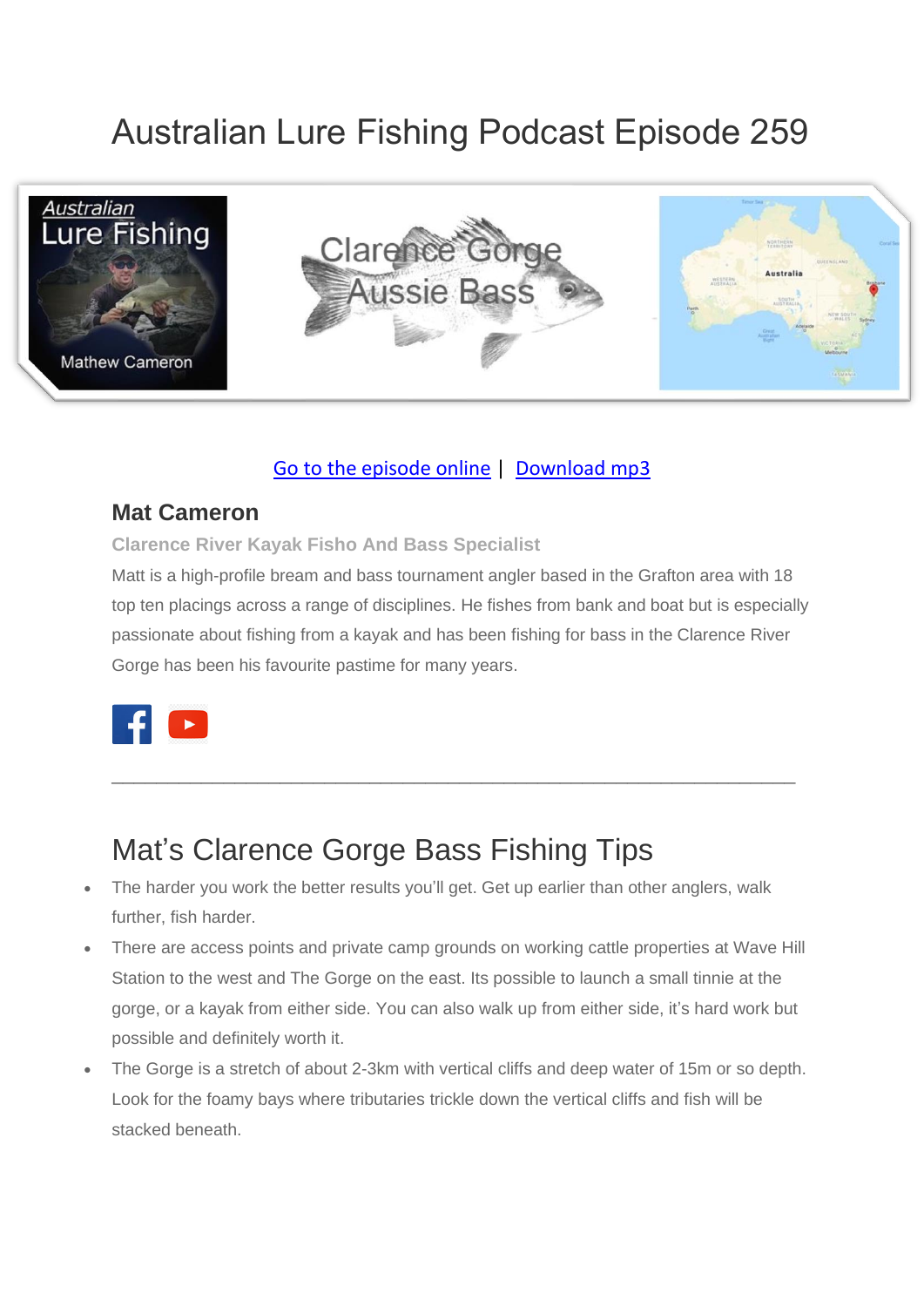# Australian Lure Fishing Podcast Episode 259

Go to the episode online | Download mp3

## Mat Cameron

**Clarence River Kayak Fisho And Bass Specialist**

Matt is a high-profile bream and bass tournament angler based in the Grafton area with 18 top ten placings across a range of disciplines. He fishes from bank and boat but is especially passionate about fishing from a kayak and has been fishing for bass in the Clarence River Gorge has been his favourite pastime for many years.

---

## Mat's Clarence Gorge Bass Fishing Tips

- The harder you work the better results you'll get. Get up earlier than other anglers, walk further, fish harder.
- There are access points and private camp grounds on working cattle properties at Wave Hill Station to the west and The Gorge on the east. Its possible to launch a small tinnie at the gorge, or a kayak from either side. You can also walk up from either side, it's hard work but possible and definitely worth it.
- The Gorge is a stretch of about 2-3km with vertical cliffs and deep water of 15m or so depth. Look for the foamy bays where tributaries trickle down the vertical cliffs and fish will be stacked beneath.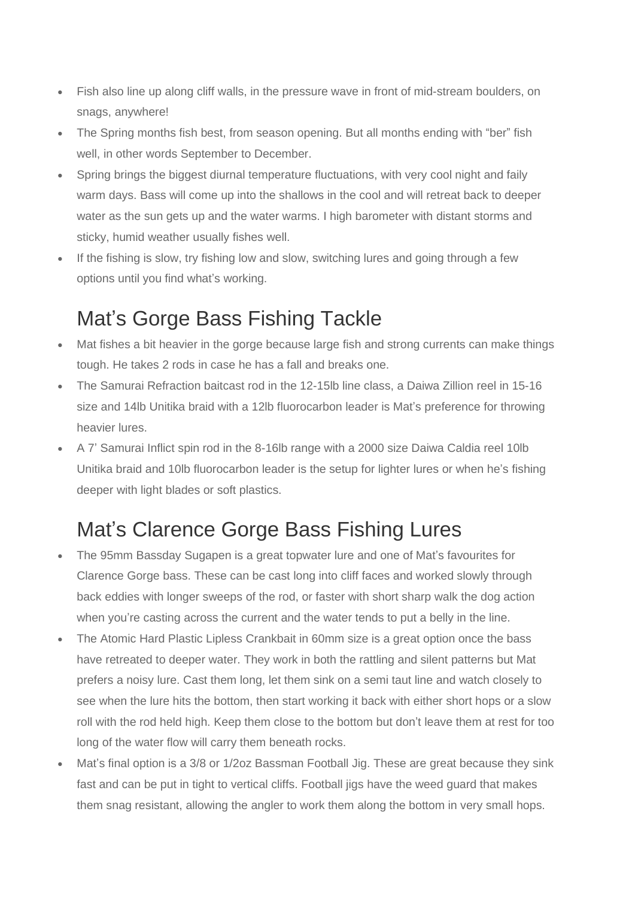- Fish also line up along cliff walls, in the pressure wave in front of mid-stream boulders, on snags, anywhere!
- The Spring months fish best, from season opening. But all months ending with "ber" fish well, in other words September to December.
- Spring brings the biggest diurnal temperature fluctuations, with very cool night and faily warm days. Bass will come up into the shallows in the cool and will retreat back to deeper water as the sun gets up and the water warms. I high barometer with distant storms and sticky, humid weather usually fishes well.
- If the fishing is slow, try fishing low and slow, switching lures and going through a few options until you find what's working.

## Mat's Gorge Bass Fishing Tackle

- Mat fishes a bit heavier in the gorge because large fish and strong currents can make things tough. He takes 2 rods in case he has a fall and breaks one.
- The Samurai Refraction baitcast rod in the 12-15lb line class, a Daiwa Zillion reel in 15-16 size and 14lb Unitika braid with a 12lb fluorocarbon leader is Mat's preference for throwing heavier lures.
- A 7' Samurai Inflict spin rod in the 8-16lb range with a 2000 size Daiwa Caldia reel 10lb Unitika braid and 10lb fluorocarbon leader is the setup for lighter lures or when he's fishing deeper with light blades or soft plastics.

## Mat's Clarence Gorge Bass Fishing Lures

- The 95mm Bassday Sugapen is a great topwater lure and one of Mat's favourites for Clarence Gorge bass. These can be cast long into cliff faces and worked slowly through back eddies with longer sweeps of the rod, or faster with short sharp walk the dog action when you're casting across the current and the water tends to put a belly in the line.
- The Atomic Hard Plastic Lipless Crankbait in 60mm size is a great option once the bass have retreated to deeper water. They work in both the rattling and silent patterns but Mat prefers a noisy lure. Cast them long, let them sink on a semi taut line and watch closely to see when the lure hits the bottom, then start working it back with either short hops or a slow roll with the rod held high. Keep them close to the bottom but don't leave them at rest for too long of the water flow will carry them beneath rocks.
- Mat's final option is a 3/8 or 1/2oz Bassman Football Jig. These are great because they sink fast and can be put in tight to vertical cliffs. Football jigs have the weed guard that makes them snag resistant, allowing the angler to work them along the bottom in very small hops.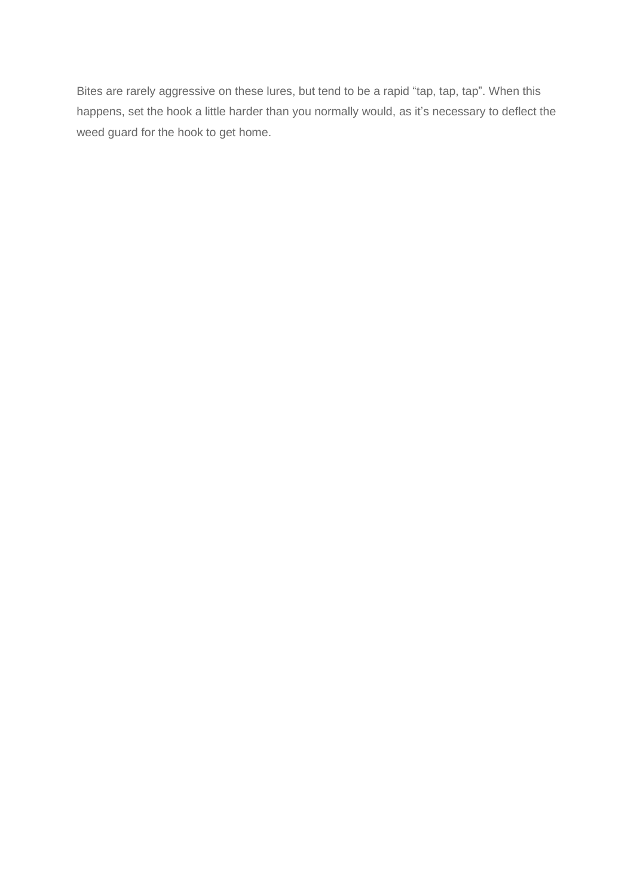Bites are rarely aggressive on these lures, but tend to be a rapid “tap, tap, tap”. When this happens, set the hook a little harder than you normally would, as it’s necessary to deflect the weed guard for the hook to get home.